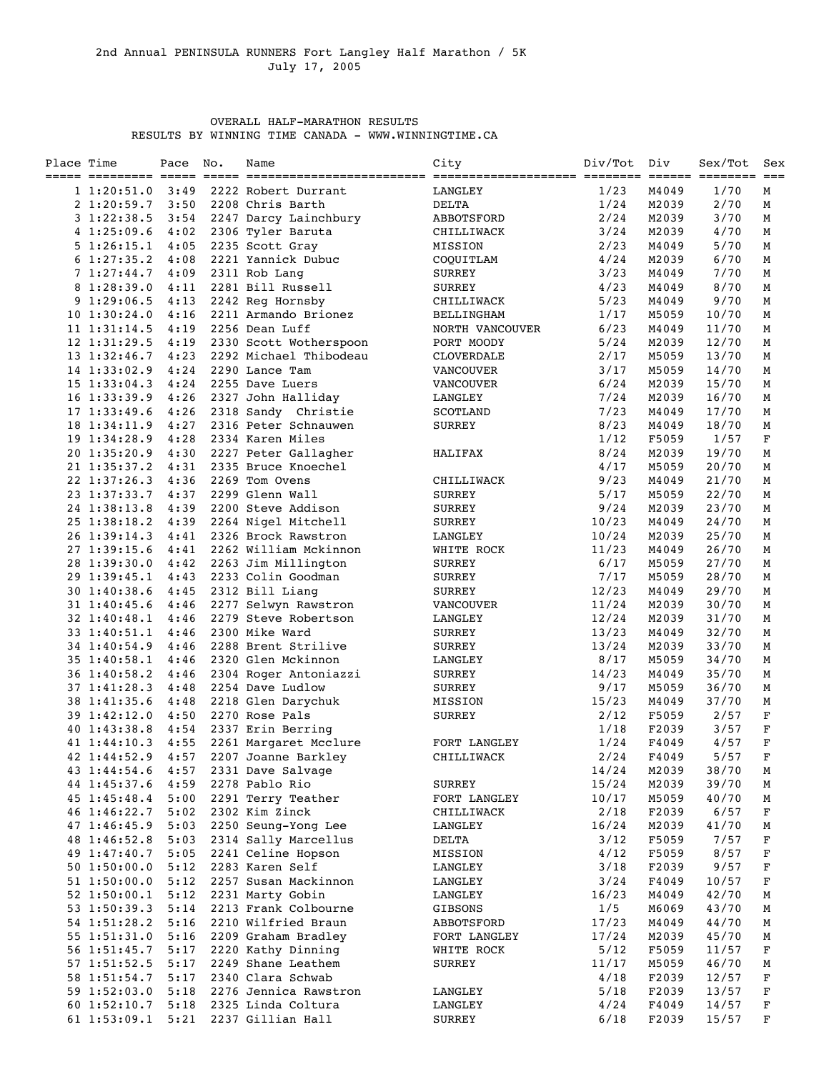2nd Annual PENINSULA RUNNERS Fort Langley Half Marathon / 5K
July 17, 2005

OVERALL HALF-MARATHON RESULTS
RESULTS BY WINNING TIME CANADA - WWW.WINNINGTIME.CA

| Place | Time | Pace | No. | Name | City | Div/Tot | Div | Sex/Tot | Sex |
|---|---|---|---|---|---|---|---|---|---|
| 1 | 1:20:51.0 | 3:49 | 2222 | Robert Durrant | LANGLEY | 1/23 | M4049 | 1/70 | M |
| 2 | 1:20:59.7 | 3:50 | 2208 | Chris Barth | DELTA | 1/24 | M2039 | 2/70 | M |
| 3 | 1:22:38.5 | 3:54 | 2247 | Darcy Lainchbury | ABBOTSFORD | 2/24 | M2039 | 3/70 | M |
| 4 | 1:25:09.6 | 4:02 | 2306 | Tyler Baruta | CHILLIWACK | 3/24 | M2039 | 4/70 | M |
| 5 | 1:26:15.1 | 4:05 | 2235 | Scott Gray | MISSION | 2/23 | M4049 | 5/70 | M |
| 6 | 1:27:35.2 | 4:08 | 2221 | Yannick Dubuc | COQUITLAM | 4/24 | M2039 | 6/70 | M |
| 7 | 1:27:44.7 | 4:09 | 2311 | Rob Lang | SURREY | 3/23 | M4049 | 7/70 | M |
| 8 | 1:28:39.0 | 4:11 | 2281 | Bill Russell | SURREY | 4/23 | M4049 | 8/70 | M |
| 9 | 1:29:06.5 | 4:13 | 2242 | Reg Hornsby | CHILLIWACK | 5/23 | M4049 | 9/70 | M |
| 10 | 1:30:24.0 | 4:16 | 2211 | Armando Brionez | BELLINGHAM | 1/17 | M5059 | 10/70 | M |
| 11 | 1:31:14.5 | 4:19 | 2256 | Dean Luff | NORTH VANCOUVER | 6/23 | M4049 | 11/70 | M |
| 12 | 1:31:29.5 | 4:19 | 2330 | Scott Wotherspoon | PORT MOODY | 5/24 | M2039 | 12/70 | M |
| 13 | 1:32:46.7 | 4:23 | 2292 | Michael Thibodeau | CLOVERDALE | 2/17 | M5059 | 13/70 | M |
| 14 | 1:33:02.9 | 4:24 | 2290 | Lance Tam | VANCOUVER | 3/17 | M5059 | 14/70 | M |
| 15 | 1:33:04.3 | 4:24 | 2255 | Dave Luers | VANCOUVER | 6/24 | M2039 | 15/70 | M |
| 16 | 1:33:39.9 | 4:26 | 2327 | John Halliday | LANGLEY | 7/24 | M2039 | 16/70 | M |
| 17 | 1:33:49.6 | 4:26 | 2318 | Sandy  Christie | SCOTLAND | 7/23 | M4049 | 17/70 | M |
| 18 | 1:34:11.9 | 4:27 | 2316 | Peter Schnauwen | SURREY | 8/23 | M4049 | 18/70 | M |
| 19 | 1:34:28.9 | 4:28 | 2334 | Karen Miles | | 1/12 | F5059 | 1/57 | F |
| 20 | 1:35:20.9 | 4:30 | 2227 | Peter Gallagher | HALIFAX | 8/24 | M2039 | 19/70 | M |
| 21 | 1:35:37.2 | 4:31 | 2335 | Bruce Knoechel | | 4/17 | M5059 | 20/70 | M |
| 22 | 1:37:26.3 | 4:36 | 2269 | Tom Ovens | CHILLIWACK | 9/23 | M4049 | 21/70 | M |
| 23 | 1:37:33.7 | 4:37 | 2299 | Glenn Wall | SURREY | 5/17 | M5059 | 22/70 | M |
| 24 | 1:38:13.8 | 4:39 | 2200 | Steve Addison | SURREY | 9/24 | M2039 | 23/70 | M |
| 25 | 1:38:18.2 | 4:39 | 2264 | Nigel Mitchell | SURREY | 10/23 | M4049 | 24/70 | M |
| 26 | 1:39:14.3 | 4:41 | 2326 | Brock Rawstron | LANGLEY | 10/24 | M2039 | 25/70 | M |
| 27 | 1:39:15.6 | 4:41 | 2262 | William Mckinnon | WHITE ROCK | 11/23 | M4049 | 26/70 | M |
| 28 | 1:39:30.0 | 4:42 | 2263 | Jim Millington | SURREY | 6/17 | M5059 | 27/70 | M |
| 29 | 1:39:45.1 | 4:43 | 2233 | Colin Goodman | SURREY | 7/17 | M5059 | 28/70 | M |
| 30 | 1:40:38.6 | 4:45 | 2312 | Bill Liang | SURREY | 12/23 | M4049 | 29/70 | M |
| 31 | 1:40:45.6 | 4:46 | 2277 | Selwyn Rawstron | VANCOUVER | 11/24 | M2039 | 30/70 | M |
| 32 | 1:40:48.1 | 4:46 | 2279 | Steve Robertson | LANGLEY | 12/24 | M2039 | 31/70 | M |
| 33 | 1:40:51.1 | 4:46 | 2300 | Mike Ward | SURREY | 13/23 | M4049 | 32/70 | M |
| 34 | 1:40:54.9 | 4:46 | 2288 | Brent Strilive | SURREY | 13/24 | M2039 | 33/70 | M |
| 35 | 1:40:58.1 | 4:46 | 2320 | Glen Mckinnon | LANGLEY | 8/17 | M5059 | 34/70 | M |
| 36 | 1:40:58.2 | 4:46 | 2304 | Roger Antoniazzi | SURREY | 14/23 | M4049 | 35/70 | M |
| 37 | 1:41:28.3 | 4:48 | 2254 | Dave Ludlow | SURREY | 9/17 | M5059 | 36/70 | M |
| 38 | 1:41:35.6 | 4:48 | 2218 | Glen Darychuk | MISSION | 15/23 | M4049 | 37/70 | M |
| 39 | 1:42:12.0 | 4:50 | 2270 | Rose Pals | SURREY | 2/12 | F5059 | 2/57 | F |
| 40 | 1:43:38.8 | 4:54 | 2337 | Erin Berring | | 1/18 | F2039 | 3/57 | F |
| 41 | 1:44:10.3 | 4:55 | 2261 | Margaret Mcclure | FORT LANGLEY | 1/24 | F4049 | 4/57 | F |
| 42 | 1:44:52.9 | 4:57 | 2207 | Joanne Barkley | CHILLIWACK | 2/24 | F4049 | 5/57 | F |
| 43 | 1:44:54.6 | 4:57 | 2331 | Dave Salvage | | 14/24 | M2039 | 38/70 | M |
| 44 | 1:45:37.6 | 4:59 | 2278 | Pablo Rio | SURREY | 15/24 | M2039 | 39/70 | M |
| 45 | 1:45:48.4 | 5:00 | 2291 | Terry Teather | FORT LANGLEY | 10/17 | M5059 | 40/70 | M |
| 46 | 1:46:22.7 | 5:02 | 2302 | Kim Zinck | CHILLIWACK | 2/18 | F2039 | 6/57 | F |
| 47 | 1:46:45.9 | 5:03 | 2250 | Seung-Yong Lee | LANGLEY | 16/24 | M2039 | 41/70 | M |
| 48 | 1:46:52.8 | 5:03 | 2314 | Sally Marcellus | DELTA | 3/12 | F5059 | 7/57 | F |
| 49 | 1:47:40.7 | 5:05 | 2241 | Celine Hopson | MISSION | 4/12 | F5059 | 8/57 | F |
| 50 | 1:50:00.0 | 5:12 | 2283 | Karen Self | LANGLEY | 3/18 | F2039 | 9/57 | F |
| 51 | 1:50:00.0 | 5:12 | 2257 | Susan Mackinnon | LANGLEY | 3/24 | F4049 | 10/57 | F |
| 52 | 1:50:00.1 | 5:12 | 2231 | Marty Gobin | LANGLEY | 16/23 | M4049 | 42/70 | M |
| 53 | 1:50:39.3 | 5:14 | 2213 | Frank Colbourne | GIBSONS | 1/5 | M6069 | 43/70 | M |
| 54 | 1:51:28.2 | 5:16 | 2210 | Wilfried Braun | ABBOTSFORD | 17/23 | M4049 | 44/70 | M |
| 55 | 1:51:31.0 | 5:16 | 2209 | Graham Bradley | FORT LANGLEY | 17/24 | M2039 | 45/70 | M |
| 56 | 1:51:45.7 | 5:17 | 2220 | Kathy Dinning | WHITE ROCK | 5/12 | F5059 | 11/57 | F |
| 57 | 1:51:52.5 | 5:17 | 2249 | Shane Leathem | SURREY | 11/17 | M5059 | 46/70 | M |
| 58 | 1:51:54.7 | 5:17 | 2340 | Clara Schwab | | 4/18 | F2039 | 12/57 | F |
| 59 | 1:52:03.0 | 5:18 | 2276 | Jennica Rawstron | LANGLEY | 5/18 | F2039 | 13/57 | F |
| 60 | 1:52:10.7 | 5:18 | 2325 | Linda Coltura | LANGLEY | 4/24 | F4049 | 14/57 | F |
| 61 | 1:53:09.1 | 5:21 | 2237 | Gillian Hall | SURREY | 6/18 | F2039 | 15/57 | F |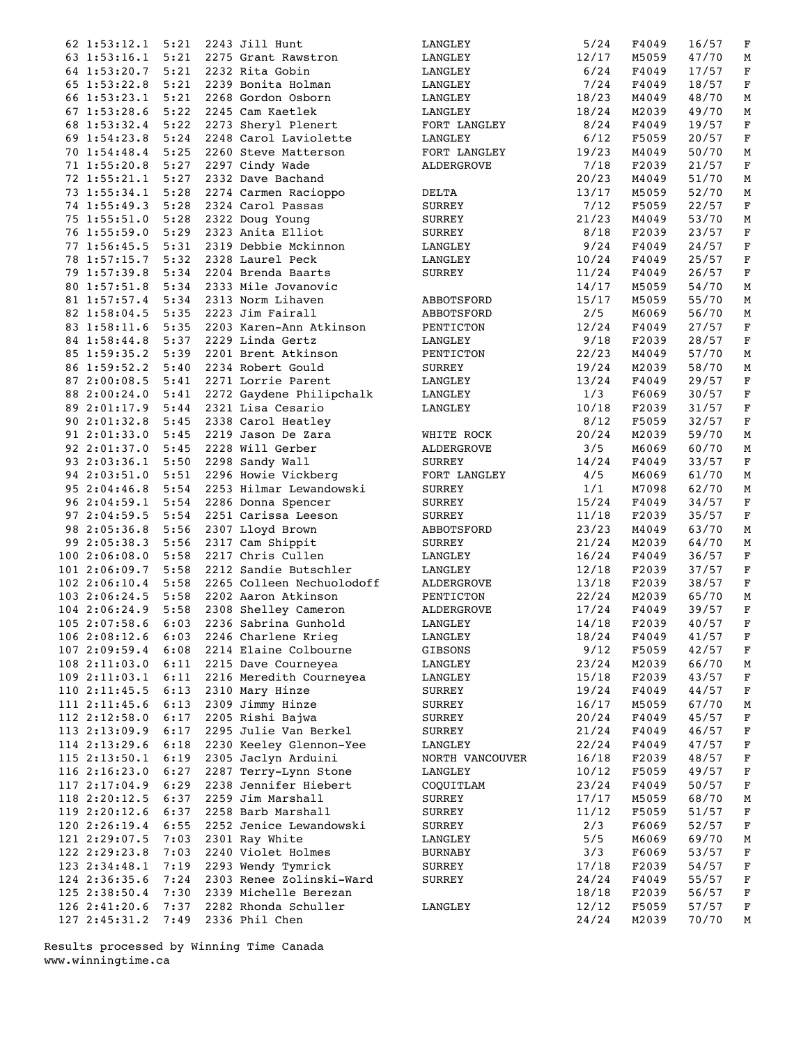| | | | | | | | | | | |
|---|---|---|---|---|---|---|---|---|---|---|
| 62 | 1:53:12.1 | 5:21 | 2243 | Jill Hunt | LANGLEY | 5/24 | F4049 | 16/57 | F |
| 63 | 1:53:16.1 | 5:21 | 2275 | Grant Rawstron | LANGLEY | 12/17 | M5059 | 47/70 | M |
| 64 | 1:53:20.7 | 5:21 | 2232 | Rita Gobin | LANGLEY | 6/24 | F4049 | 17/57 | F |
| 65 | 1:53:22.8 | 5:21 | 2239 | Bonita Holman | LANGLEY | 7/24 | F4049 | 18/57 | F |
| 66 | 1:53:23.1 | 5:21 | 2268 | Gordon Osborn | LANGLEY | 18/23 | M4049 | 48/70 | M |
| 67 | 1:53:28.6 | 5:22 | 2245 | Cam Kaetlek | LANGLEY | 18/24 | M2039 | 49/70 | M |
| 68 | 1:53:32.4 | 5:22 | 2273 | Sheryl Plenert | FORT LANGLEY | 8/24 | F4049 | 19/57 | F |
| 69 | 1:54:23.8 | 5:24 | 2248 | Carol Laviolette | LANGLEY | 6/12 | F5059 | 20/57 | F |
| 70 | 1:54:48.4 | 5:25 | 2260 | Steve Matterson | FORT LANGLEY | 19/23 | M4049 | 50/70 | M |
| 71 | 1:55:20.8 | 5:27 | 2297 | Cindy Wade | ALDERGROVE | 7/18 | F2039 | 21/57 | F |
| 72 | 1:55:21.1 | 5:27 | 2332 | Dave Bachand | | 20/23 | M4049 | 51/70 | M |
| 73 | 1:55:34.1 | 5:28 | 2274 | Carmen Racioppo | DELTA | 13/17 | M5059 | 52/70 | M |
| 74 | 1:55:49.3 | 5:28 | 2324 | Carol Passas | SURREY | 7/12 | F5059 | 22/57 | F |
| 75 | 1:55:51.0 | 5:28 | 2322 | Doug Young | SURREY | 21/23 | M4049 | 53/70 | M |
| 76 | 1:55:59.0 | 5:29 | 2323 | Anita Elliot | SURREY | 8/18 | F2039 | 23/57 | F |
| 77 | 1:56:45.5 | 5:31 | 2319 | Debbie Mckinnon | LANGLEY | 9/24 | F4049 | 24/57 | F |
| 78 | 1:57:15.7 | 5:32 | 2328 | Laurel Peck | LANGLEY | 10/24 | F4049 | 25/57 | F |
| 79 | 1:57:39.8 | 5:34 | 2204 | Brenda Baarts | SURREY | 11/24 | F4049 | 26/57 | F |
| 80 | 1:57:51.8 | 5:34 | 2333 | Mile Jovanovic | | 14/17 | M5059 | 54/70 | M |
| 81 | 1:57:57.4 | 5:34 | 2313 | Norm Lihaven | ABBOTSFORD | 15/17 | M5059 | 55/70 | M |
| 82 | 1:58:04.5 | 5:35 | 2223 | Jim Fairall | ABBOTSFORD | 2/5 | M6069 | 56/70 | M |
| 83 | 1:58:11.6 | 5:35 | 2203 | Karen-Ann Atkinson | PENTICTON | 12/24 | F4049 | 27/57 | F |
| 84 | 1:58:44.8 | 5:37 | 2229 | Linda Gertz | LANGLEY | 9/18 | F2039 | 28/57 | F |
| 85 | 1:59:35.2 | 5:39 | 2201 | Brent Atkinson | PENTICTON | 22/23 | M4049 | 57/70 | M |
| 86 | 1:59:52.2 | 5:40 | 2234 | Robert Gould | SURREY | 19/24 | M2039 | 58/70 | M |
| 87 | 2:00:08.5 | 5:41 | 2271 | Lorrie Parent | LANGLEY | 13/24 | F4049 | 29/57 | F |
| 88 | 2:00:24.0 | 5:41 | 2272 | Gaydene Philipchalk | LANGLEY | 1/3 | F6069 | 30/57 | F |
| 89 | 2:01:17.9 | 5:44 | 2321 | Lisa Cesario | LANGLEY | 10/18 | F2039 | 31/57 | F |
| 90 | 2:01:32.8 | 5:45 | 2338 | Carol Heatley | | 8/12 | F5059 | 32/57 | F |
| 91 | 2:01:33.0 | 5:45 | 2219 | Jason De Zara | WHITE ROCK | 20/24 | M2039 | 59/70 | M |
| 92 | 2:01:37.0 | 5:45 | 2228 | Will Gerber | ALDERGROVE | 3/5 | M6069 | 60/70 | M |
| 93 | 2:03:36.1 | 5:50 | 2298 | Sandy Wall | SURREY | 14/24 | F4049 | 33/57 | F |
| 94 | 2:03:51.0 | 5:51 | 2296 | Howie Vickberg | FORT LANGLEY | 4/5 | M6069 | 61/70 | M |
| 95 | 2:04:46.8 | 5:54 | 2253 | Hilmar Lewandowski | SURREY | 1/1 | M7098 | 62/70 | M |
| 96 | 2:04:59.1 | 5:54 | 2286 | Donna Spencer | SURREY | 15/24 | F4049 | 34/57 | F |
| 97 | 2:04:59.5 | 5:54 | 2251 | Carissa Leeson | SURREY | 11/18 | F2039 | 35/57 | F |
| 98 | 2:05:36.8 | 5:56 | 2307 | Lloyd Brown | ABBOTSFORD | 23/23 | M4049 | 63/70 | M |
| 99 | 2:05:38.3 | 5:56 | 2317 | Cam Shippit | SURREY | 21/24 | M2039 | 64/70 | M |
| 100 | 2:06:08.0 | 5:58 | 2217 | Chris Cullen | LANGLEY | 16/24 | F4049 | 36/57 | F |
| 101 | 2:06:09.7 | 5:58 | 2212 | Sandie Butschler | LANGLEY | 12/18 | F2039 | 37/57 | F |
| 102 | 2:06:10.4 | 5:58 | 2265 | Colleen Nechuolodoff | ALDERGROVE | 13/18 | F2039 | 38/57 | F |
| 103 | 2:06:24.5 | 5:58 | 2202 | Aaron Atkinson | PENTICTON | 22/24 | M2039 | 65/70 | M |
| 104 | 2:06:24.9 | 5:58 | 2308 | Shelley Cameron | ALDERGROVE | 17/24 | F4049 | 39/57 | F |
| 105 | 2:07:58.6 | 6:03 | 2236 | Sabrina Gunhold | LANGLEY | 14/18 | F2039 | 40/57 | F |
| 106 | 2:08:12.6 | 6:03 | 2246 | Charlene Krieg | LANGLEY | 18/24 | F4049 | 41/57 | F |
| 107 | 2:09:59.4 | 6:08 | 2214 | Elaine Colbourne | GIBSONS | 9/12 | F5059 | 42/57 | F |
| 108 | 2:11:03.0 | 6:11 | 2215 | Dave Courneyea | LANGLEY | 23/24 | M2039 | 66/70 | M |
| 109 | 2:11:03.1 | 6:11 | 2216 | Meredith Courneyea | LANGLEY | 15/18 | F2039 | 43/57 | F |
| 110 | 2:11:45.5 | 6:13 | 2310 | Mary Hinze | SURREY | 19/24 | F4049 | 44/57 | F |
| 111 | 2:11:45.6 | 6:13 | 2309 | Jimmy Hinze | SURREY | 16/17 | M5059 | 67/70 | M |
| 112 | 2:12:58.0 | 6:17 | 2205 | Rishi Bajwa | SURREY | 20/24 | F4049 | 45/57 | F |
| 113 | 2:13:09.9 | 6:17 | 2295 | Julie Van Berkel | SURREY | 21/24 | F4049 | 46/57 | F |
| 114 | 2:13:29.6 | 6:18 | 2230 | Keeley Glennon-Yee | LANGLEY | 22/24 | F4049 | 47/57 | F |
| 115 | 2:13:50.1 | 6:19 | 2305 | Jaclyn Arduini | NORTH VANCOUVER | 16/18 | F2039 | 48/57 | F |
| 116 | 2:16:23.0 | 6:27 | 2287 | Terry-Lynn Stone | LANGLEY | 10/12 | F5059 | 49/57 | F |
| 117 | 2:17:04.9 | 6:29 | 2238 | Jennifer Hiebert | COQUITLAM | 23/24 | F4049 | 50/57 | F |
| 118 | 2:20:12.5 | 6:37 | 2259 | Jim Marshall | SURREY | 17/17 | M5059 | 68/70 | M |
| 119 | 2:20:12.6 | 6:37 | 2258 | Barb Marshall | SURREY | 11/12 | F5059 | 51/57 | F |
| 120 | 2:26:19.4 | 6:55 | 2252 | Jenice Lewandowski | SURREY | 2/3 | F6069 | 52/57 | F |
| 121 | 2:29:07.5 | 7:03 | 2301 | Ray White | LANGLEY | 5/5 | M6069 | 69/70 | M |
| 122 | 2:29:23.8 | 7:03 | 2240 | Violet Holmes | BURNABY | 3/3 | F6069 | 53/57 | F |
| 123 | 2:34:48.1 | 7:19 | 2293 | Wendy Tymrick | SURREY | 17/18 | F2039 | 54/57 | F |
| 124 | 2:36:35.6 | 7:24 | 2303 | Renee Zolinski-Ward | SURREY | 24/24 | F4049 | 55/57 | F |
| 125 | 2:38:50.4 | 7:30 | 2339 | Michelle Berezan | | 18/18 | F2039 | 56/57 | F |
| 126 | 2:41:20.6 | 7:37 | 2282 | Rhonda Schuller | LANGLEY | 12/12 | F5059 | 57/57 | F |
| 127 | 2:45:31.2 | 7:49 | 2336 | Phil Chen | | 24/24 | M2039 | 70/70 | M |

Results processed by Winning Time Canada
www.winningtime.ca